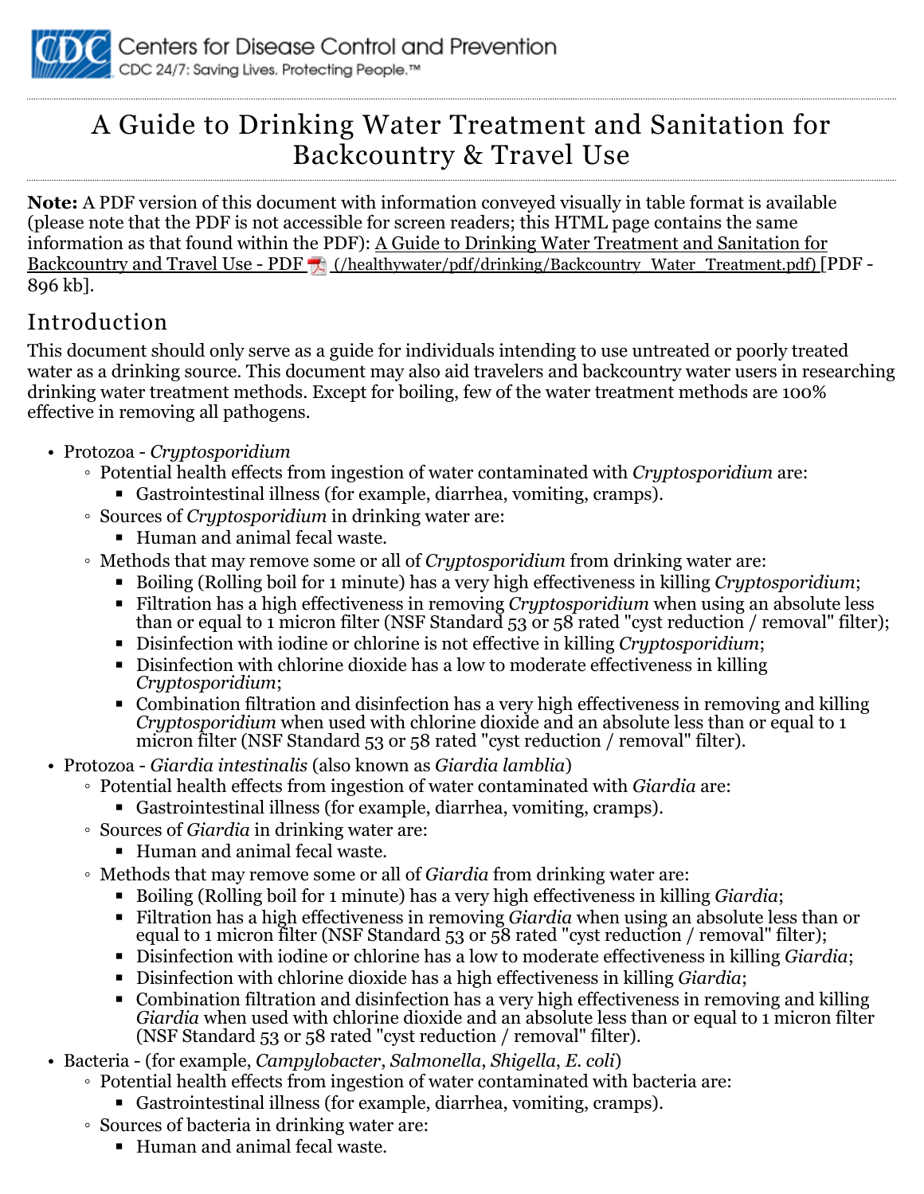Centers for Disease Control and Prevention
CDC 24/7: Saving Lives. Protecting People.™

# A Guide to Drinking Water Treatment and Sanitation for Backcountry & Travel Use

**Note:** A PDF version of this document with information conveyed visually in table format is available (please note that the PDF is not accessible for screen readers; this HTML page contains the same information as that found within the PDF): A Guide to Drinking Water Treatment and Sanitation for Backcountry and Travel Use - PDF (/healthywater/pdf/drinking/Backcountry_Water_Treatment.pdf) [PDF - 896 kb].

## Introduction

This document should only serve as a guide for individuals intending to use untreated or poorly treated water as a drinking source. This document may also aid travelers and backcountry water users in researching drinking water treatment methods. Except for boiling, few of the water treatment methods are 100% effective in removing all pathogens.

- Protozoa - *Cryptosporidium*
  - Potential health effects from ingestion of water contaminated with *Cryptosporidium* are:
    - Gastrointestinal illness (for example, diarrhea, vomiting, cramps).
  - Sources of *Cryptosporidium* in drinking water are:
    - Human and animal fecal waste.
  - Methods that may remove some or all of *Cryptosporidium* from drinking water are:
    - Boiling (Rolling boil for 1 minute) has a very high effectiveness in killing *Cryptosporidium*;
    - Filtration has a high effectiveness in removing *Cryptosporidium* when using an absolute less than or equal to 1 micron filter (NSF Standard 53 or 58 rated "cyst reduction / removal" filter);
    - Disinfection with iodine or chlorine is not effective in killing *Cryptosporidium*;
    - Disinfection with chlorine dioxide has a low to moderate effectiveness in killing *Cryptosporidium*;
    - Combination filtration and disinfection has a very high effectiveness in removing and killing *Cryptosporidium* when used with chlorine dioxide and an absolute less than or equal to 1 micron filter (NSF Standard 53 or 58 rated "cyst reduction / removal" filter).
- Protozoa - *Giardia intestinalis* (also known as *Giardia lamblia*)
  - Potential health effects from ingestion of water contaminated with *Giardia* are:
    - Gastrointestinal illness (for example, diarrhea, vomiting, cramps).
  - Sources of *Giardia* in drinking water are:
    - Human and animal fecal waste.
  - Methods that may remove some or all of *Giardia* from drinking water are:
    - Boiling (Rolling boil for 1 minute) has a very high effectiveness in killing *Giardia*;
    - Filtration has a high effectiveness in removing *Giardia* when using an absolute less than or equal to 1 micron filter (NSF Standard 53 or 58 rated "cyst reduction / removal" filter);
    - Disinfection with iodine or chlorine has a low to moderate effectiveness in killing *Giardia*;
    - Disinfection with chlorine dioxide has a high effectiveness in killing *Giardia*;
    - Combination filtration and disinfection has a very high effectiveness in removing and killing *Giardia* when used with chlorine dioxide and an absolute less than or equal to 1 micron filter (NSF Standard 53 or 58 rated "cyst reduction / removal" filter).
- Bacteria - (for example, *Campylobacter*, *Salmonella*, *Shigella*, *E. coli*)
  - Potential health effects from ingestion of water contaminated with bacteria are:
    - Gastrointestinal illness (for example, diarrhea, vomiting, cramps).
  - Sources of bacteria in drinking water are:
    - Human and animal fecal waste.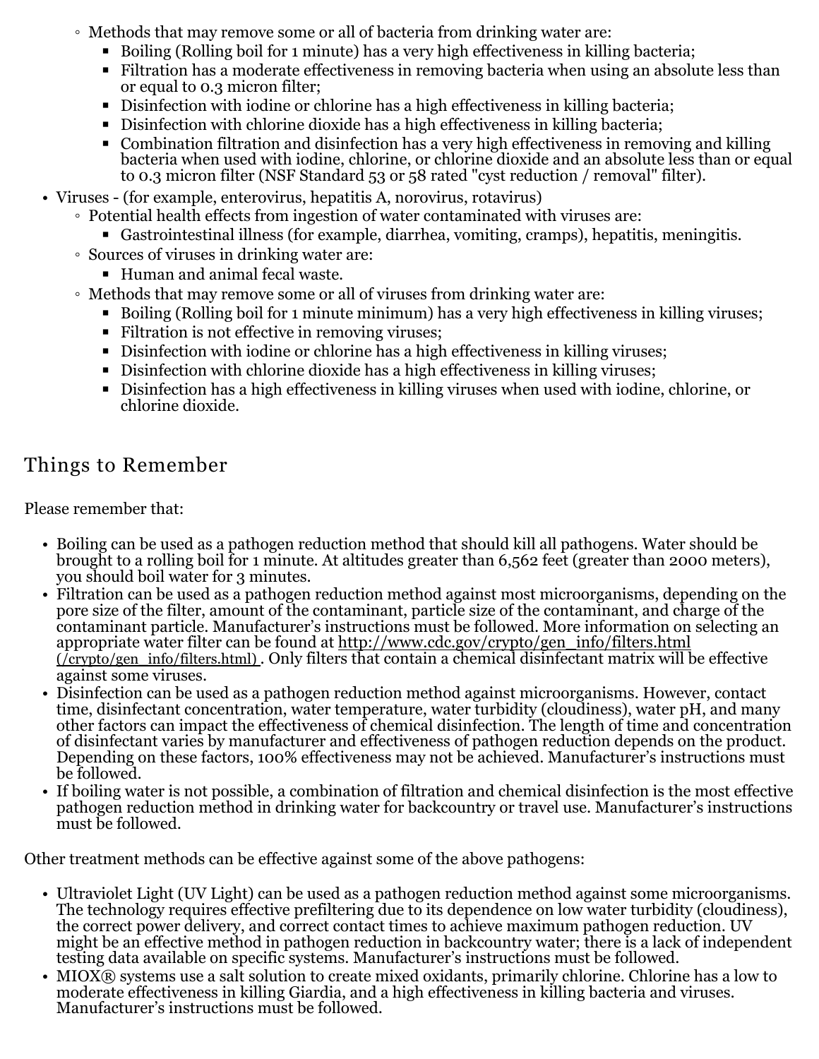- Methods that may remove some or all of bacteria from drinking water are:
  - Boiling (Rolling boil for 1 minute) has a very high effectiveness in killing bacteria;
  - Filtration has a moderate effectiveness in removing bacteria when using an absolute less than or equal to 0.3 micron filter;
  - Disinfection with iodine or chlorine has a high effectiveness in killing bacteria;
  - Disinfection with chlorine dioxide has a high effectiveness in killing bacteria;
  - Combination filtration and disinfection has a very high effectiveness in removing and killing bacteria when used with iodine, chlorine, or chlorine dioxide and an absolute less than or equal to 0.3 micron filter (NSF Standard 53 or 58 rated "cyst reduction / removal" filter).

- Viruses - (for example, enterovirus, hepatitis A, norovirus, rotavirus)
  - Potential health effects from ingestion of water contaminated with viruses are:
    - Gastrointestinal illness (for example, diarrhea, vomiting, cramps), hepatitis, meningitis.
  - Sources of viruses in drinking water are:
    - Human and animal fecal waste.
  - Methods that may remove some or all of viruses from drinking water are:
    - Boiling (Rolling boil for 1 minute minimum) has a very high effectiveness in killing viruses;
    - Filtration is not effective in removing viruses;
    - Disinfection with iodine or chlorine has a high effectiveness in killing viruses;
    - Disinfection with chlorine dioxide has a high effectiveness in killing viruses;
    - Disinfection has a high effectiveness in killing viruses when used with iodine, chlorine, or chlorine dioxide.

## Things to Remember

Please remember that:

- Boiling can be used as a pathogen reduction method that should kill all pathogens. Water should be brought to a rolling boil for 1 minute. At altitudes greater than 6,562 feet (greater than 2000 meters), you should boil water for 3 minutes.
- Filtration can be used as a pathogen reduction method against most microorganisms, depending on the pore size of the filter, amount of the contaminant, particle size of the contaminant, and charge of the contaminant particle. Manufacturer's instructions must be followed. More information on selecting an appropriate water filter can be found at http://www.cdc.gov/crypto/gen_info/filters.html (/crypto/gen_info/filters.html) . Only filters that contain a chemical disinfectant matrix will be effective against some viruses.
- Disinfection can be used as a pathogen reduction method against microorganisms. However, contact time, disinfectant concentration, water temperature, water turbidity (cloudiness), water pH, and many other factors can impact the effectiveness of chemical disinfection. The length of time and concentration of disinfectant varies by manufacturer and effectiveness of pathogen reduction depends on the product. Depending on these factors, 100% effectiveness may not be achieved. Manufacturer's instructions must be followed.
- If boiling water is not possible, a combination of filtration and chemical disinfection is the most effective pathogen reduction method in drinking water for backcountry or travel use. Manufacturer's instructions must be followed.

Other treatment methods can be effective against some of the above pathogens:

- Ultraviolet Light (UV Light) can be used as a pathogen reduction method against some microorganisms. The technology requires effective prefiltering due to its dependence on low water turbidity (cloudiness), the correct power delivery, and correct contact times to achieve maximum pathogen reduction. UV might be an effective method in pathogen reduction in backcountry water; there is a lack of independent testing data available on specific systems. Manufacturer's instructions must be followed.
- MIOX® systems use a salt solution to create mixed oxidants, primarily chlorine. Chlorine has a low to moderate effectiveness in killing Giardia, and a high effectiveness in killing bacteria and viruses. Manufacturer's instructions must be followed.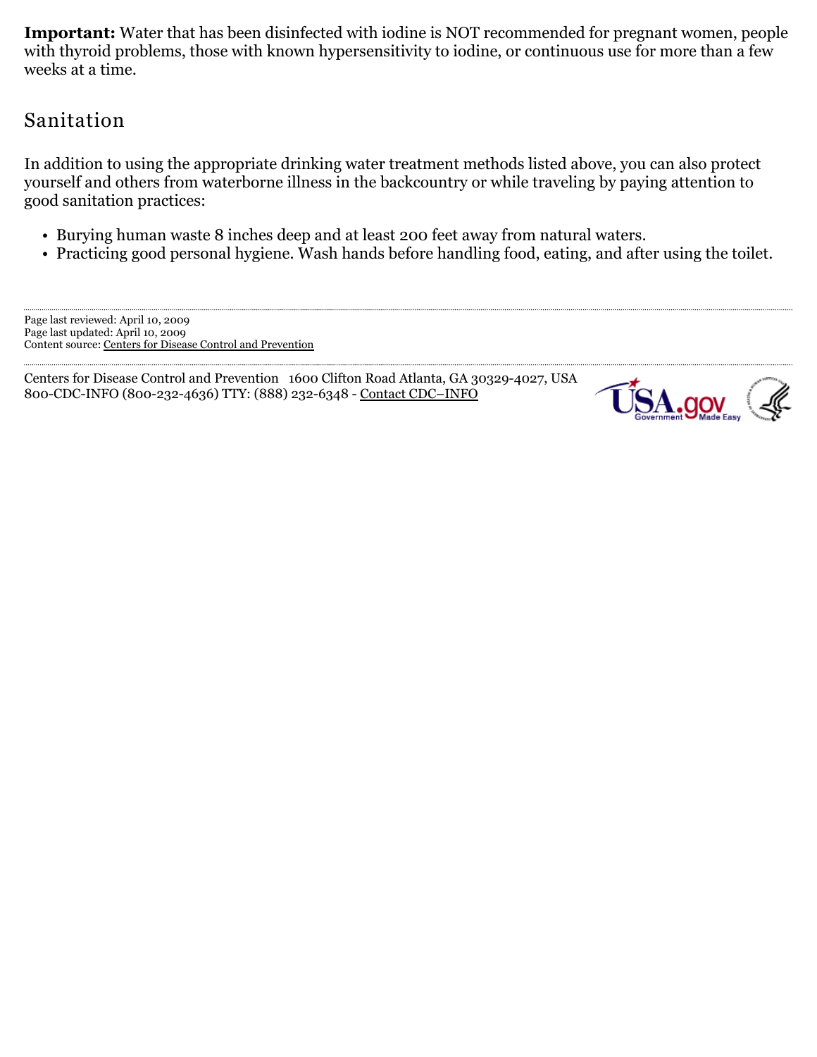**Important:** Water that has been disinfected with iodine is NOT recommended for pregnant women, people with thyroid problems, those with known hypersensitivity to iodine, or continuous use for more than a few weeks at a time.

## Sanitation

In addition to using the appropriate drinking water treatment methods listed above, you can also protect yourself and others from waterborne illness in the backcountry or while traveling by paying attention to good sanitation practices:

- Burying human waste 8 inches deep and at least 200 feet away from natural waters.
- Practicing good personal hygiene. Wash hands before handling food, eating, and after using the toilet.

---

Page last reviewed: April 10, 2009
Page last updated: April 10, 2009
Content source: Centers for Disease Control and Prevention

---

Centers for Disease Control and Prevention 1600 Clifton Road Atlanta, GA 30329-4027, USA
800-CDC-INFO (800-232-4636) TTY: (888) 232-6348 - Contact CDC–INFO